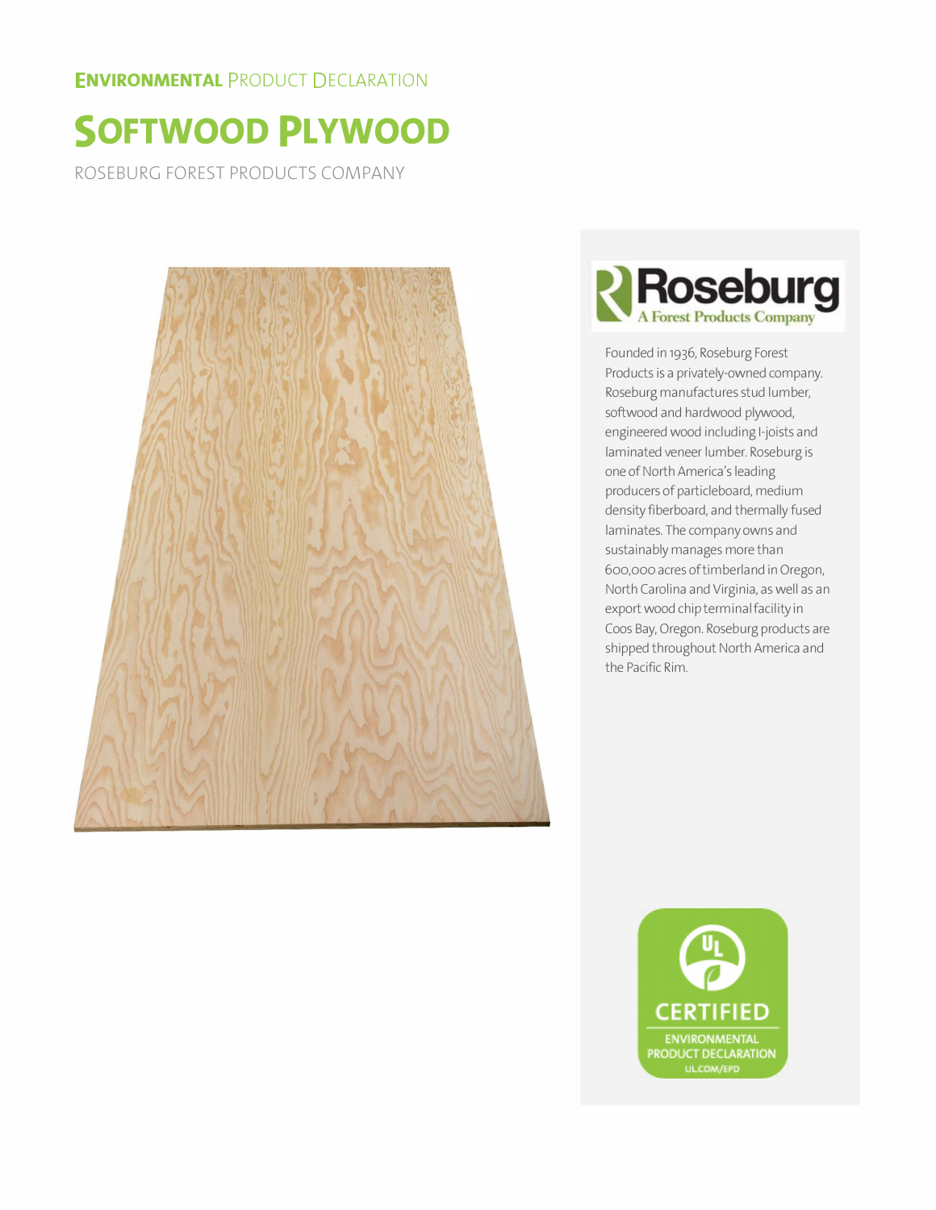**ENVIRONMENTAL** PRODUCT DECLARATION

# SOFTWOOD PLYWOOD

ROSEBURG FOREST PRODUCTS COMPANY

Roseburg
A Forest Products Company

Founded in 1936, Roseburg Forest Products is a privately-owned company. Roseburg manufactures stud lumber, softwood and hardwood plywood, engineered wood including I-joists and laminated veneer lumber. Roseburg is one of North America's leading producers of particleboard, medium density fiberboard, and thermally fused laminates. The company owns and sustainably manages more than 600,000 acres of timberland in Oregon, North Carolina and Virginia, as well as an export wood chip terminal facility in Coos Bay, Oregon. Roseburg products are shipped throughout North America and the Pacific Rim.

UL CERTIFIED
ENVIRONMENTAL PRODUCT DECLARATION
UL.COM/EPD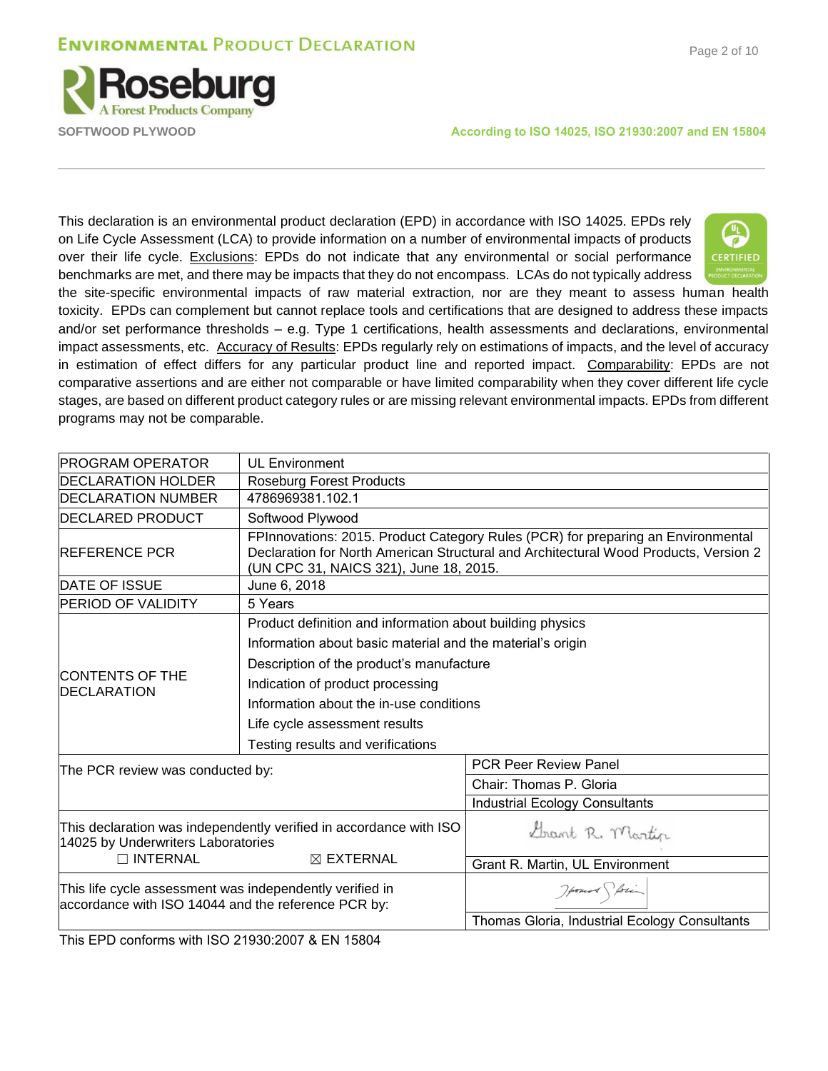This declaration is an environmental product declaration (EPD) in accordance with ISO 14025. EPDs rely on Life Cycle Assessment (LCA) to provide information on a number of environmental impacts of products over their life cycle. Exclusions: EPDs do not indicate that any environmental or social performance benchmarks are met, and there may be impacts that they do not encompass. LCAs do not typically address the site-specific environmental impacts of raw material extraction, nor are they meant to assess human health toxicity. EPDs can complement but cannot replace tools and certifications that are designed to address these impacts and/or set performance thresholds – e.g. Type 1 certifications, health assessments and declarations, environmental impact assessments, etc. Accuracy of Results: EPDs regularly rely on estimations of impacts, and the level of accuracy in estimation of effect differs for any particular product line and reported impact. Comparability: EPDs are not comparative assertions and are either not comparable or have limited comparability when they cover different life cycle stages, are based on different product category rules or are missing relevant environmental impacts. EPDs from different programs may not be comparable.

| | | |
|---|---|---|
| PROGRAM OPERATOR | UL Environment | |
| DECLARATION HOLDER | Roseburg Forest Products | |
| DECLARATION NUMBER | 4786969381.102.1 | |
| DECLARED PRODUCT | Softwood Plywood | |
| REFERENCE PCR | FPInnovations: 2015. Product Category Rules (PCR) for preparing an Environmental Declaration for North American Structural and Architectural Wood Products, Version 2 (UN CPC 31, NAICS 321), June 18, 2015. | |
| DATE OF ISSUE | June 6, 2018 | |
| PERIOD OF VALIDITY | 5 Years | |
| CONTENTS OF THE DECLARATION | Product definition and information about building physics<br>Information about basic material and the material's origin<br>Description of the product's manufacture<br>Indication of product processing<br>Information about the in-use conditions<br>Life cycle assessment results<br>Testing results and verifications | |
| The PCR review was conducted by: | | PCR Peer Review Panel<br>Chair: Thomas P. Gloria<br>Industrial Ecology Consultants |
| This declaration was independently verified in accordance with ISO 14025 by Underwriters Laboratories<br>☐ INTERNAL ☒ EXTERNAL | | Grant R. Martin, UL Environment |
| This life cycle assessment was independently verified in accordance with ISO 14044 and the reference PCR by: | | Thomas Gloria, Industrial Ecology Consultants |

This EPD conforms with ISO 21930:2007 & EN 15804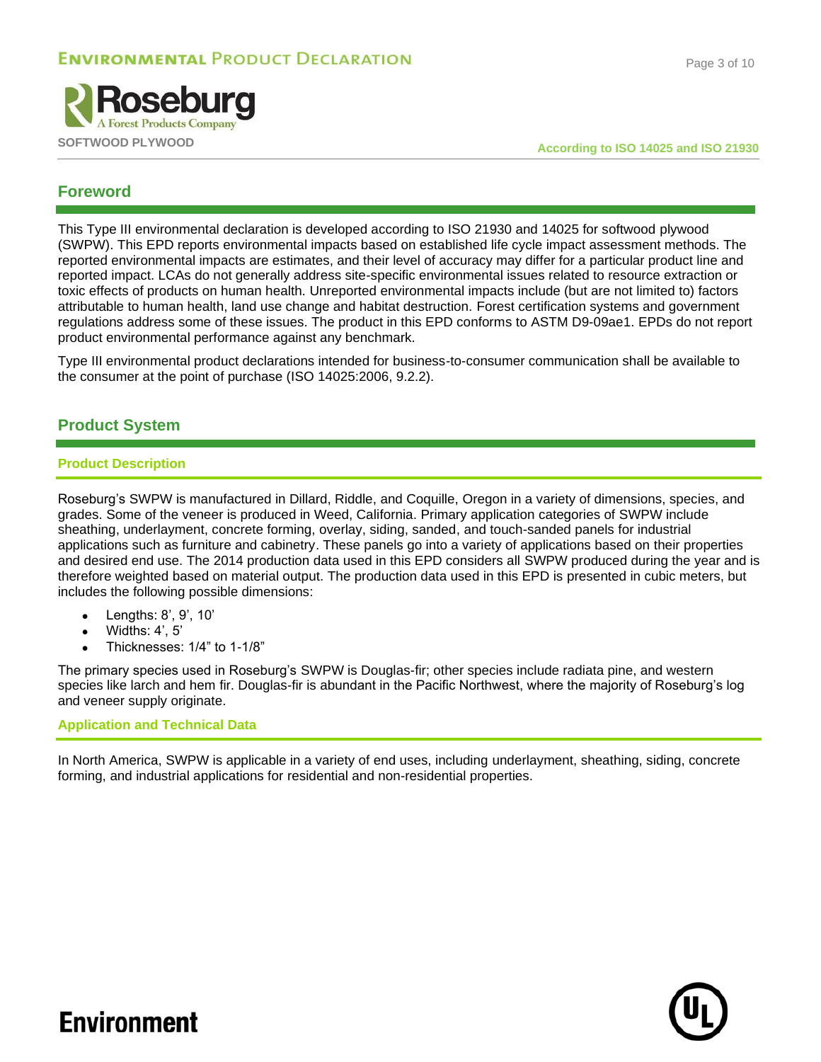## Foreword

This Type III environmental declaration is developed according to ISO 21930 and 14025 for softwood plywood (SWPW). This EPD reports environmental impacts based on established life cycle impact assessment methods. The reported environmental impacts are estimates, and their level of accuracy may differ for a particular product line and reported impact. LCAs do not generally address site-specific environmental issues related to resource extraction or toxic effects of products on human health. Unreported environmental impacts include (but are not limited to) factors attributable to human health, land use change and habitat destruction. Forest certification systems and government regulations address some of these issues. The product in this EPD conforms to ASTM D9-09ae1. EPDs do not report product environmental performance against any benchmark.

Type III environmental product declarations intended for business-to-consumer communication shall be available to the consumer at the point of purchase (ISO 14025:2006, 9.2.2).

## Product System

### Product Description

Roseburg's SWPW is manufactured in Dillard, Riddle, and Coquille, Oregon in a variety of dimensions, species, and grades. Some of the veneer is produced in Weed, California. Primary application categories of SWPW include sheathing, underlayment, concrete forming, overlay, siding, sanded, and touch-sanded panels for industrial applications such as furniture and cabinetry. These panels go into a variety of applications based on their properties and desired end use. The 2014 production data used in this EPD considers all SWPW produced during the year and is therefore weighted based on material output. The production data used in this EPD is presented in cubic meters, but includes the following possible dimensions:

- Lengths: 8', 9', 10'
- Widths: 4', 5'
- Thicknesses: 1/4" to 1-1/8"

The primary species used in Roseburg's SWPW is Douglas-fir; other species include radiata pine, and western species like larch and hem fir. Douglas-fir is abundant in the Pacific Northwest, where the majority of Roseburg's log and veneer supply originate.

### Application and Technical Data

In North America, SWPW is applicable in a variety of end uses, including underlayment, sheathing, siding, concrete forming, and industrial applications for residential and non-residential properties.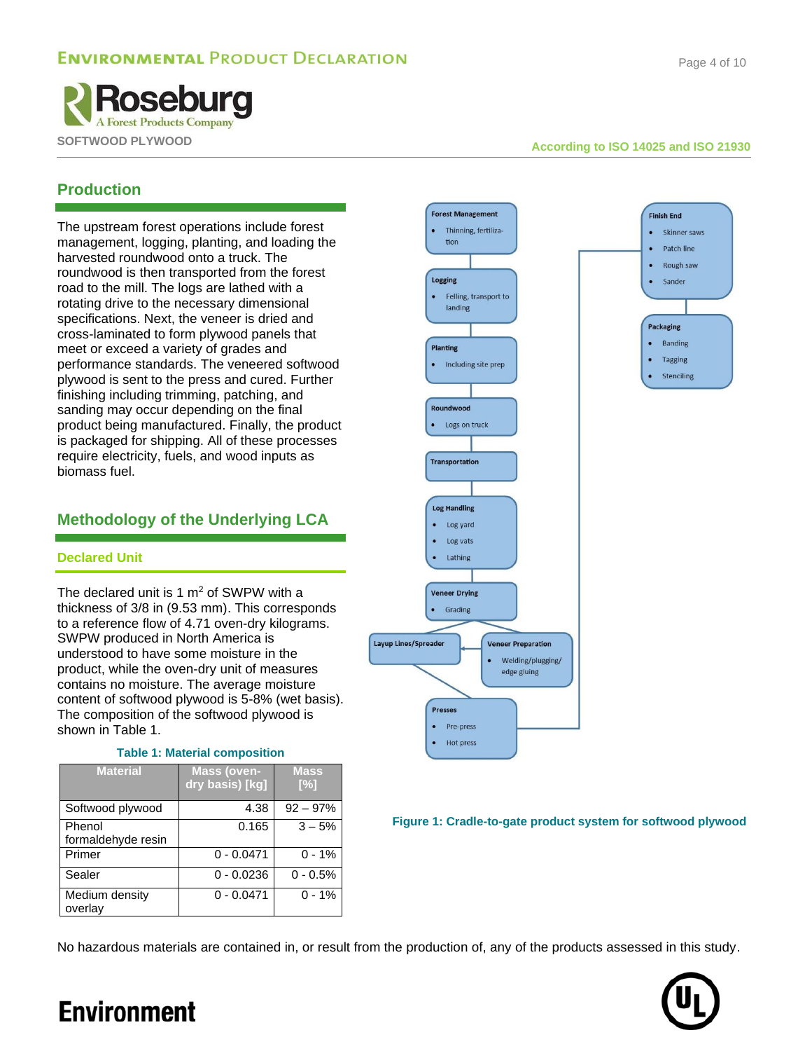## Production

The upstream forest operations include forest management, logging, planting, and loading the harvested roundwood onto a truck. The roundwood is then transported from the forest road to the mill. The logs are lathed with a rotating drive to the necessary dimensional specifications. Next, the veneer is dried and cross-laminated to form plywood panels that meet or exceed a variety of grades and performance standards. The veneered softwood plywood is sent to the press and cured. Further finishing including trimming, patching, and sanding may occur depending on the final product being manufactured. Finally, the product is packaged for shipping. All of these processes require electricity, fuels, and wood inputs as biomass fuel.

Forest Management
- Thinning, fertilization

Logging
- Felling, transport to landing

Planting
- Including site prep

Roundwood
- Logs on truck

Transportation

Log Handling
- Log yard
- Log vats
- Lathing

Veneer Drying
- Grading

Veneer Preparation
- Welding/plugging/edge gluing

Layup Lines/Spreader

Presses
- Pre-press
- Hot press

Finish End
- Skinner saws
- Patch line
- Rough saw
- Sander

Packaging
- Banding
- Tagging
- Stenciling

Figure 1: Cradle-to-gate product system for softwood plywood

## Methodology of the Underlying LCA

### Declared Unit

The declared unit is 1 $m^2$ of SWPW with a thickness of 3/8 in (9.53 mm). This corresponds to a reference flow of 4.71 oven-dry kilograms. SWPW produced in North America is understood to have some moisture in the product, while the oven-dry unit of measures contains no moisture. The average moisture content of softwood plywood is 5-8% (wet basis). The composition of the softwood plywood is shown in Table 1.

Table 1: Material composition

| Material | Mass (oven-dry basis) [kg] | Mass [%] |
|---|---|---|
| Softwood plywood | 4.38 | 92 – 97% |
| Phenol formaldehyde resin | 0.165 | 3 – 5% |
| Primer | 0 - 0.0471 | 0 - 1% |
| Sealer | 0 - 0.0236 | 0 - 0.5% |
| Medium density overlay | 0 - 0.0471 | 0 - 1% |

No hazardous materials are contained in, or result from the production of, any of the products assessed in this study.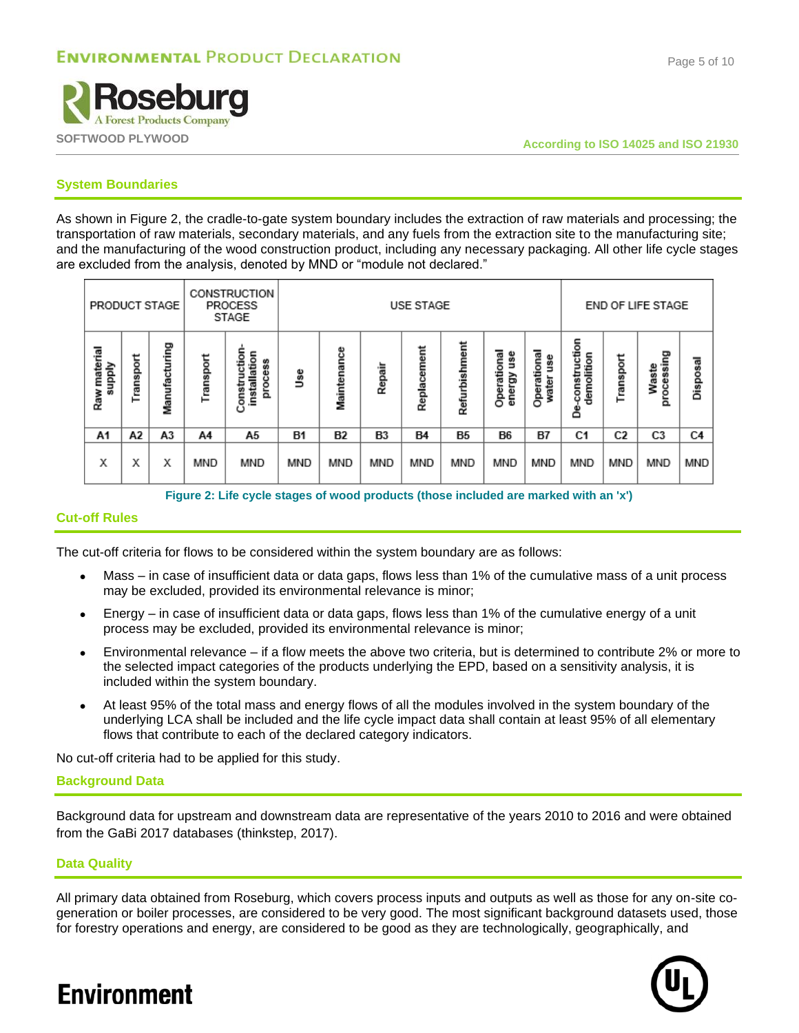## System Boundaries

As shown in Figure 2, the cradle-to-gate system boundary includes the extraction of raw materials and processing; the transportation of raw materials, secondary materials, and any fuels from the extraction site to the manufacturing site; and the manufacturing of the wood construction product, including any necessary packaging. All other life cycle stages are excluded from the analysis, denoted by MND or "module not declared."

| PRODUCT STAGE | | | CONSTRUCTION PROCESS STAGE | | USE STAGE | | | | | | | END OF LIFE STAGE | | | |
|---|---|---|---|---|---|---|---|---|---|---|---|---|---|---|---|
| Raw material supply | Transport | Manufacturing | Transport | Construction-installation process | Use | Maintenance | Repair | Replacement | Refurbishment | Operational energy use | Operational water use | De-construction demolition | Transport | Waste processing | Disposal |
| A1 | A2 | A3 | A4 | A5 | B1 | B2 | B3 | B4 | B5 | B6 | B7 | C1 | C2 | C3 | C4 |
| X | X | X | MND | MND | MND | MND | MND | MND | MND | MND | MND | MND | MND | MND | MND |

Figure 2: Life cycle stages of wood products (those included are marked with an 'x')

## Cut-off Rules

The cut-off criteria for flows to be considered within the system boundary are as follows:

- Mass – in case of insufficient data or data gaps, flows less than 1% of the cumulative mass of a unit process may be excluded, provided its environmental relevance is minor;
- Energy – in case of insufficient data or data gaps, flows less than 1% of the cumulative energy of a unit process may be excluded, provided its environmental relevance is minor;
- Environmental relevance – if a flow meets the above two criteria, but is determined to contribute 2% or more to the selected impact categories of the products underlying the EPD, based on a sensitivity analysis, it is included within the system boundary.
- At least 95% of the total mass and energy flows of all the modules involved in the system boundary of the underlying LCA shall be included and the life cycle impact data shall contain at least 95% of all elementary flows that contribute to each of the declared category indicators.

No cut-off criteria had to be applied for this study.

## Background Data

Background data for upstream and downstream data are representative of the years 2010 to 2016 and were obtained from the GaBi 2017 databases (thinkstep, 2017).

## Data Quality

All primary data obtained from Roseburg, which covers process inputs and outputs as well as those for any on-site co-generation or boiler processes, are considered to be very good. The most significant background datasets used, those for forestry operations and energy, are considered to be good as they are technologically, geographically, and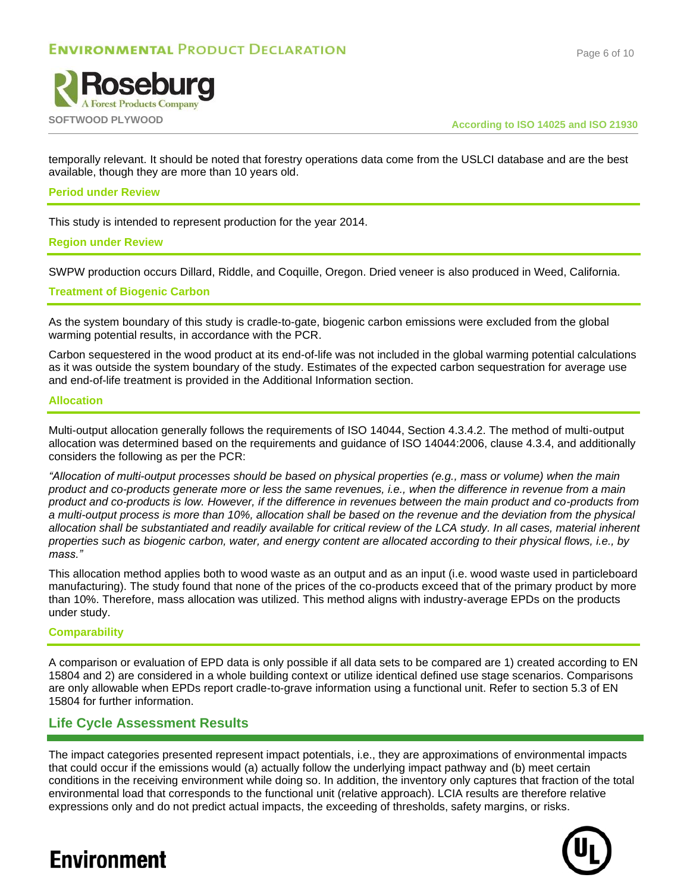temporally relevant. It should be noted that forestry operations data come from the USLCI database and are the best available, though they are more than 10 years old.

### Period under Review

This study is intended to represent production for the year 2014.

### Region under Review

SWPW production occurs Dillard, Riddle, and Coquille, Oregon. Dried veneer is also produced in Weed, California.

### Treatment of Biogenic Carbon

As the system boundary of this study is cradle-to-gate, biogenic carbon emissions were excluded from the global warming potential results, in accordance with the PCR.

Carbon sequestered in the wood product at its end-of-life was not included in the global warming potential calculations as it was outside the system boundary of the study. Estimates of the expected carbon sequestration for average use and end-of-life treatment is provided in the Additional Information section.

### Allocation

Multi-output allocation generally follows the requirements of ISO 14044, Section 4.3.4.2. The method of multi-output allocation was determined based on the requirements and guidance of ISO 14044:2006, clause 4.3.4, and additionally considers the following as per the PCR:

*"Allocation of multi-output processes should be based on physical properties (e.g., mass or volume) when the main product and co-products generate more or less the same revenues, i.e., when the difference in revenue from a main product and co-products is low. However, if the difference in revenues between the main product and co-products from a multi-output process is more than 10%, allocation shall be based on the revenue and the deviation from the physical allocation shall be substantiated and readily available for critical review of the LCA study. In all cases, material inherent properties such as biogenic carbon, water, and energy content are allocated according to their physical flows, i.e., by mass."*

This allocation method applies both to wood waste as an output and as an input (i.e. wood waste used in particleboard manufacturing). The study found that none of the prices of the co-products exceed that of the primary product by more than 10%. Therefore, mass allocation was utilized. This method aligns with industry-average EPDs on the products under study.

### Comparability

A comparison or evaluation of EPD data is only possible if all data sets to be compared are 1) created according to EN 15804 and 2) are considered in a whole building context or utilize identical defined use stage scenarios. Comparisons are only allowable when EPDs report cradle-to-grave information using a functional unit. Refer to section 5.3 of EN 15804 for further information.

## Life Cycle Assessment Results

The impact categories presented represent impact potentials, i.e., they are approximations of environmental impacts that could occur if the emissions would (a) actually follow the underlying impact pathway and (b) meet certain conditions in the receiving environment while doing so. In addition, the inventory only captures that fraction of the total environmental load that corresponds to the functional unit (relative approach). LCIA results are therefore relative expressions only and do not predict actual impacts, the exceeding of thresholds, safety margins, or risks.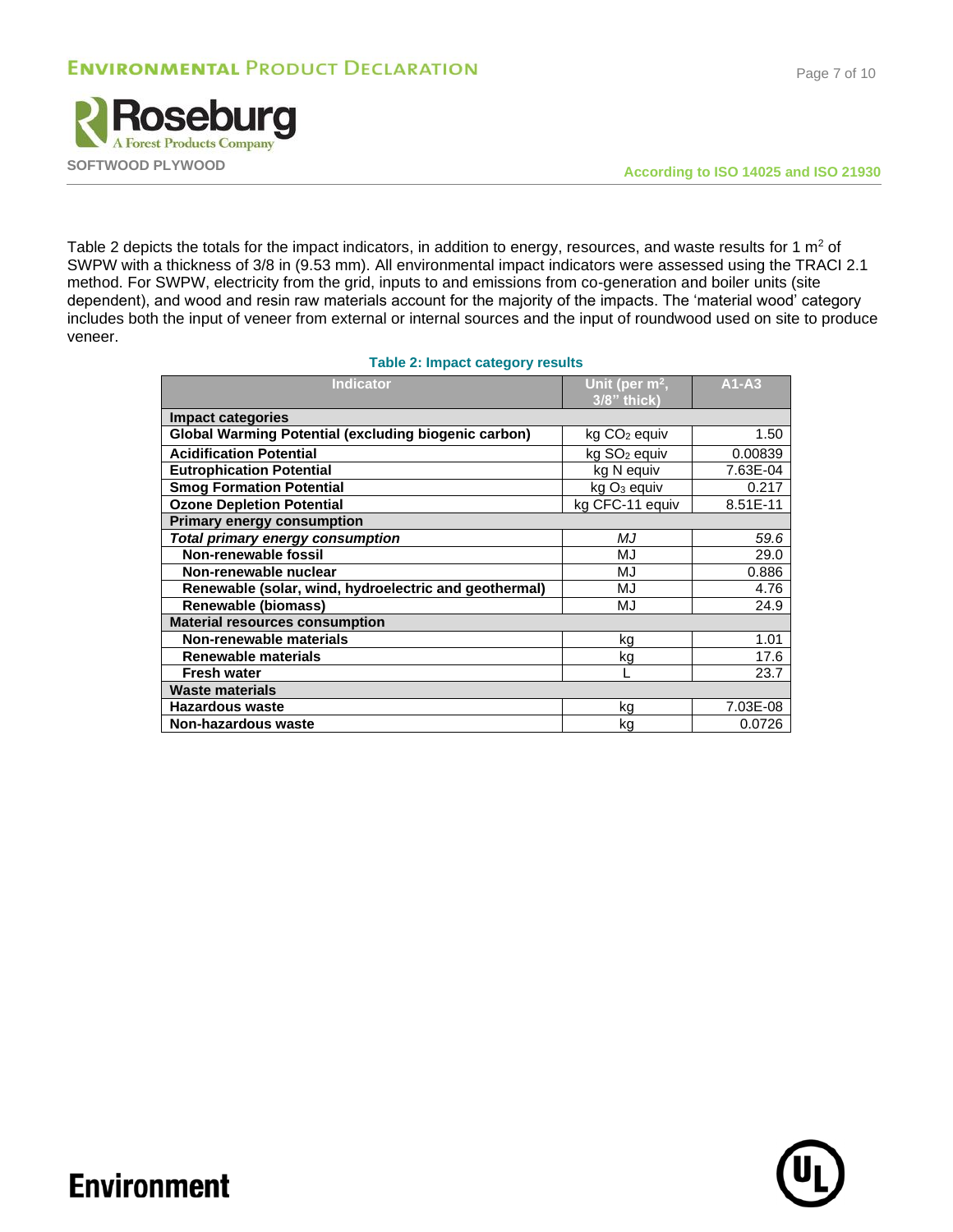Table 2 depicts the totals for the impact indicators, in addition to energy, resources, and waste results for 1 $m^2$ of SWPW with a thickness of 3/8 in (9.53 mm). All environmental impact indicators were assessed using the TRACI 2.1 method. For SWPW, electricity from the grid, inputs to and emissions from co-generation and boiler units (site dependent), and wood and resin raw materials account for the majority of the impacts. The 'material wood' category includes both the input of veneer from external or internal sources and the input of roundwood used on site to produce veneer.

**Table 2: Impact category results**

| Indicator | Unit (per $m^2$, 3/8" thick) | A1-A3 |
|---|---|---|
| **Impact categories** | | |
| **Global Warming Potential (excluding biogenic carbon)** | kg $CO_2$ equiv | 1.50 |
| **Acidification Potential** | kg $SO_2$ equiv | 0.00839 |
| **Eutrophication Potential** | kg N equiv | 7.63E-04 |
| **Smog Formation Potential** | kg $O_3$ equiv | 0.217 |
| **Ozone Depletion Potential** | kg CFC-11 equiv | 8.51E-11 |
| **Primary energy consumption** | | |
| ***Total primary energy consumption*** | *MJ* | *59.6* |
| **Non-renewable fossil** | MJ | 29.0 |
| **Non-renewable nuclear** | MJ | 0.886 |
| **Renewable (solar, wind, hydroelectric and geothermal)** | MJ | 4.76 |
| **Renewable (biomass)** | MJ | 24.9 |
| **Material resources consumption** | | |
| **Non-renewable materials** | kg | 1.01 |
| **Renewable materials** | kg | 17.6 |
| **Fresh water** | L | 23.7 |
| **Waste materials** | | |
| **Hazardous waste** | kg | 7.03E-08 |
| **Non-hazardous waste** | kg | 0.0726 |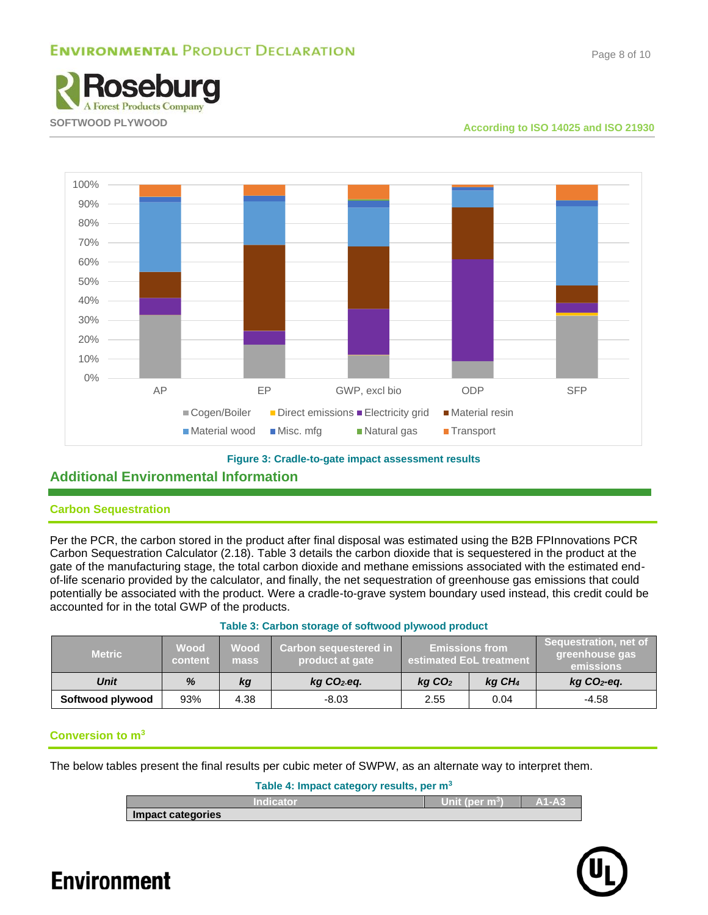Figure 3: Cradle-to-gate impact assessment results

## Additional Environmental Information

### Carbon Sequestration

Per the PCR, the carbon stored in the product after final disposal was estimated using the B2B FPInnovations PCR Carbon Sequestration Calculator (2.18). Table 3 details the carbon dioxide that is sequestered in the product at the gate of the manufacturing stage, the total carbon dioxide and methane emissions associated with the estimated end-of-life scenario provided by the calculator, and finally, the net sequestration of greenhouse gas emissions that could potentially be associated with the product. Were a cradle-to-grave system boundary used instead, this credit could be accounted for in the total GWP of the products.

Table 3: Carbon storage of softwood plywood product

| Metric | Wood content | Wood mass | Carbon sequestered in product at gate | Emissions from estimated EoL treatment | | Sequestration, net of greenhouse gas emissions |
|---|---|---|---|---|---|---|
| ***Unit*** | ***%*** | ***kg*** | ***kg $CO_2$-eq.*** | ***kg $CO_2$*** | ***kg $CH_4$*** | ***kg $CO_2$-eq.*** |
| **Softwood plywood** | 93% | 4.38 | -8.03 | 2.55 | 0.04 | -4.58 |

### Conversion to m$^3$

The below tables present the final results per cubic meter of SWPW, as an alternate way to interpret them.

Table 4: Impact category results, per m$^3$

| Indicator | Unit (per m$^3$) | A1-A3 |
|---|---|---|
| **Impact categories** | | |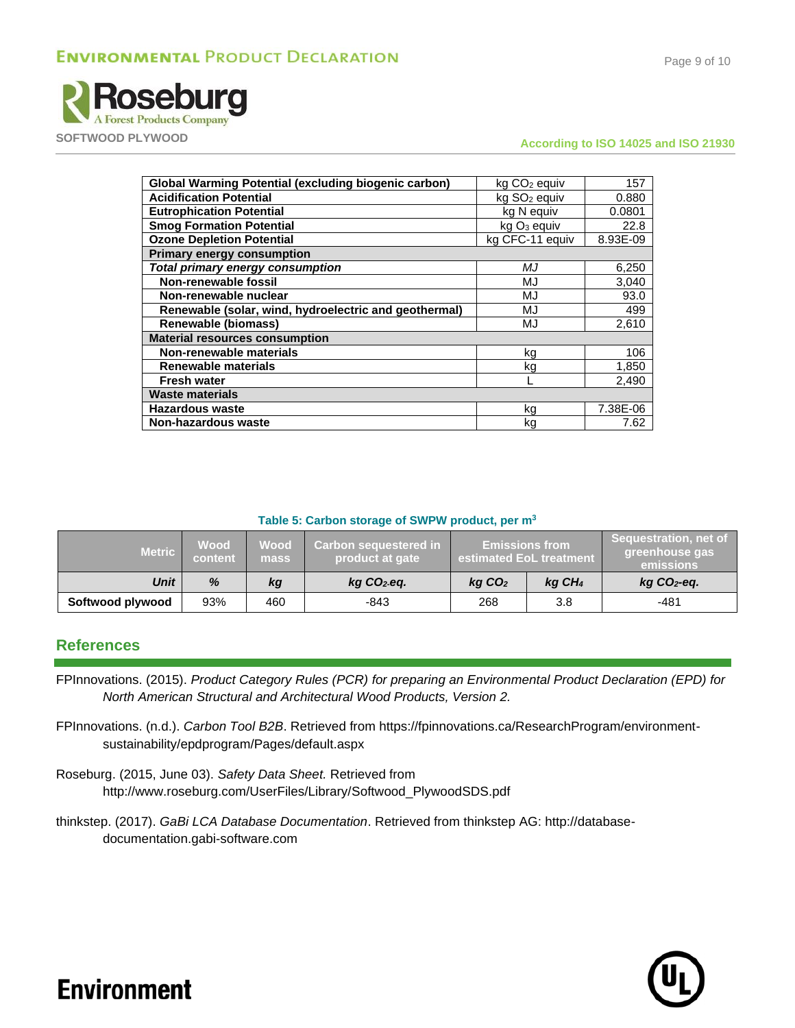| Global Warming Potential (excluding biogenic carbon) | kg $CO_2$ equiv | 157 |
|---|---|---|
| Acidification Potential | kg $SO_2$ equiv | 0.880 |
| Eutrophication Potential | kg N equiv | 0.0801 |
| Smog Formation Potential | kg $O_3$ equiv | 22.8 |
| Ozone Depletion Potential | kg CFC-11 equiv | 8.93E-09 |
| **Primary energy consumption** | | |
| ***Total primary energy consumption*** | *MJ* | 6,250 |
| Non-renewable fossil | MJ | 3,040 |
| Non-renewable nuclear | MJ | 93.0 |
| Renewable (solar, wind, hydroelectric and geothermal) | MJ | 499 |
| Renewable (biomass) | MJ | 2,610 |
| **Material resources consumption** | | |
| Non-renewable materials | kg | 106 |
| Renewable materials | kg | 1,850 |
| Fresh water | L | 2,490 |
| **Waste materials** | | |
| Hazardous waste | kg | 7.38E-06 |
| Non-hazardous waste | kg | 7.62 |

**Table 5: Carbon storage of SWPW product, per m³**

| Metric | Wood content | Wood mass | Carbon sequestered in product at gate | Emissions from estimated EoL treatment | | Sequestration, net of greenhouse gas emissions |
|---|---|---|---|---|---|---|
| ***Unit*** | ***%*** | ***kg*** | ***kg $CO_2$-eq.*** | ***kg $CO_2$*** | ***kg $CH_4$*** | ***kg $CO_2$-eq.*** |
| Softwood plywood | 93% | 460 | -843 | 268 | 3.8 | -481 |

## References

FPInnovations. (2015). *Product Category Rules (PCR) for preparing an Environmental Product Declaration (EPD) for North American Structural and Architectural Wood Products, Version 2.*

FPInnovations. (n.d.). *Carbon Tool B2B*. Retrieved from https://fpinnovations.ca/ResearchProgram/environment-sustainability/epdprogram/Pages/default.aspx

Roseburg. (2015, June 03). *Safety Data Sheet.* Retrieved from http://www.roseburg.com/UserFiles/Library/Softwood_PlywoodSDS.pdf

thinkstep. (2017). *GaBi LCA Database Documentation*. Retrieved from thinkstep AG: http://database-documentation.gabi-software.com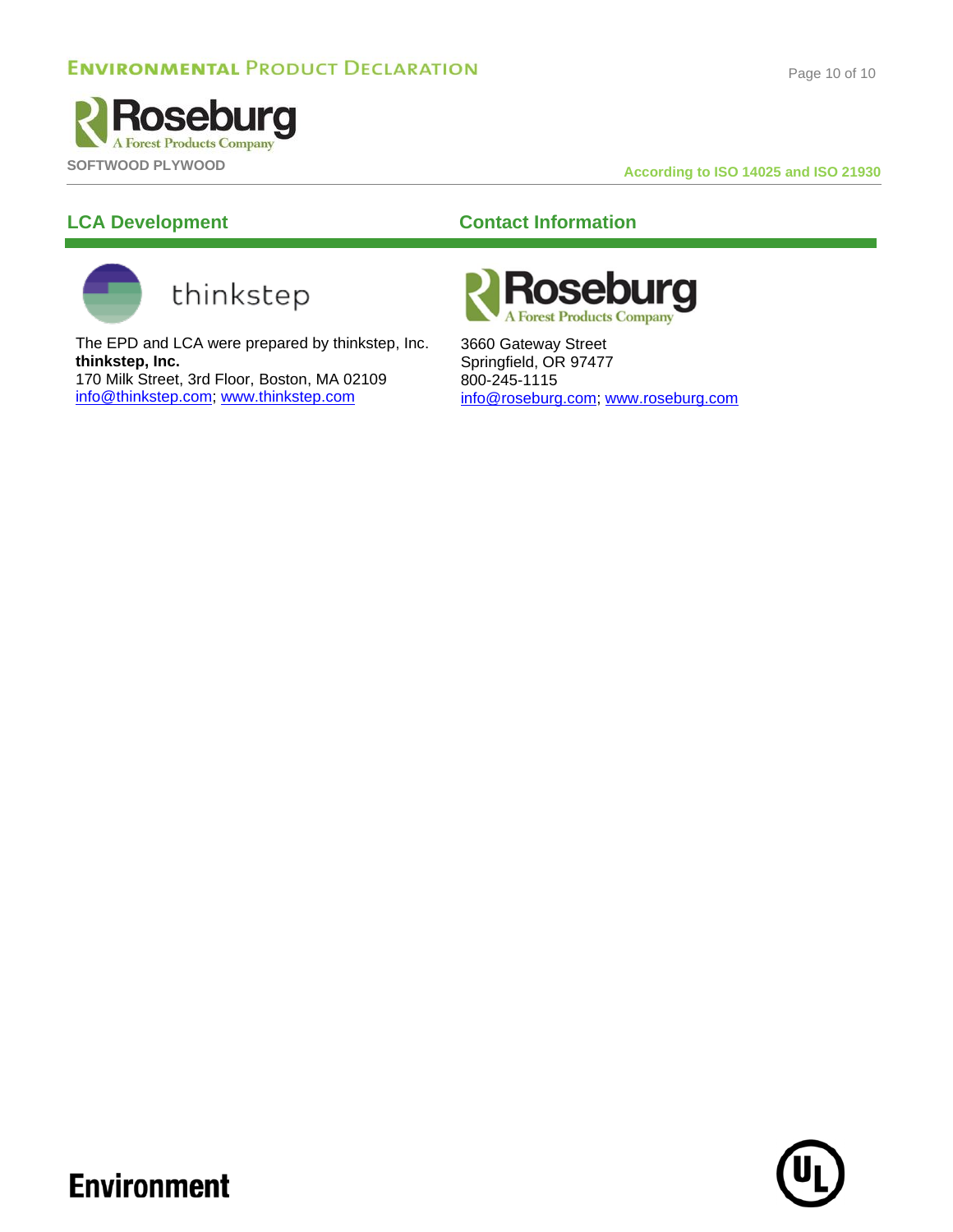## LCA Development

The EPD and LCA were prepared by thinkstep, Inc.
**thinkstep, Inc.**
170 Milk Street, 3rd Floor, Boston, MA 02109
info@thinkstep.com; www.thinkstep.com

## Contact Information

3660 Gateway Street
Springfield, OR 97477
800-245-1115
info@roseburg.com; www.roseburg.com